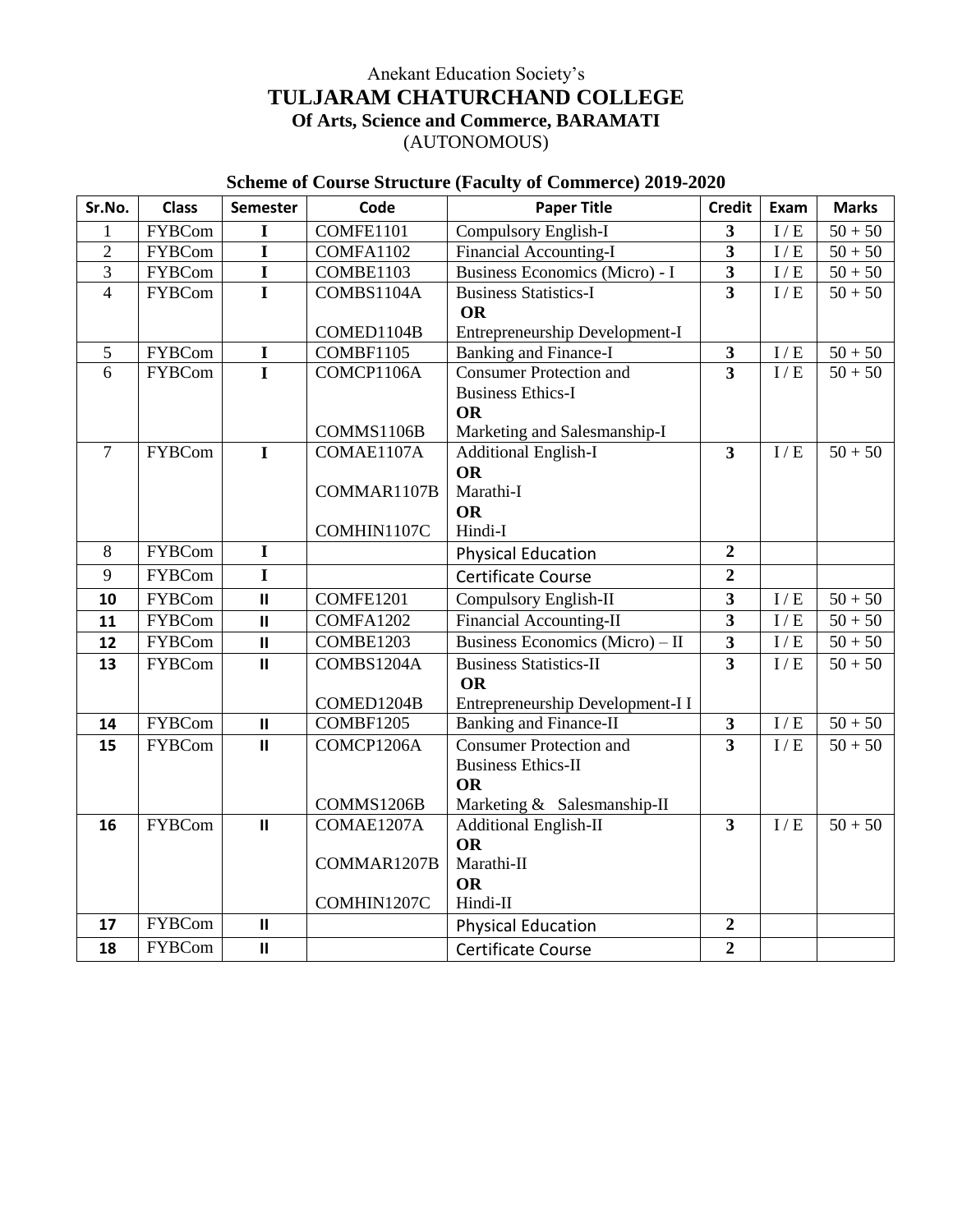Anekant Education Society's

# TULJARAM CHATURCHAND COLLEGE

## Of Arts, Science and Commerce, BARAMATI

(AUTONOMOUS)

### Scheme of Course Structure (Faculty of Commerce) 2019-2020

| Sr.No. | Class | Semester | Code | Paper Title | Credit | Exam | Marks |
|---|---|---|---|---|---|---|---|
| 1 | FYBCom | I | COMFE1101 | Compulsory English-I | 3 | I / E | 50 + 50 |
| 2 | FYBCom | I | COMFA1102 | Financial Accounting-I | 3 | I / E | 50 + 50 |
| 3 | FYBCom | I | COMBE1103 | Business Economics (Micro) - I | 3 | I / E | 50 + 50 |
| 4 | FYBCom | I | COMBS1104A<br><br>COMED1104B | Business Statistics-I<br>**OR**<br>Entrepreneurship Development-I | 3 | I / E | 50 + 50 |
| 5 | FYBCom | I | COMBF1105 | Banking and Finance-I | 3 | I / E | 50 + 50 |
| 6 | FYBCom | I | COMCP1106A<br><br><br>COMMS1106B | Consumer Protection and Business Ethics-I<br>**OR**<br>Marketing and Salesmanship-I | 3 | I / E | 50 + 50 |
| 7 | FYBCom | I | COMAE1107A<br><br>COMMAR1107B<br><br>COMHIN1107C | Additional English-I<br>**OR**<br>Marathi-I<br>**OR**<br>Hindi-I | 3 | I / E | 50 + 50 |
| 8 | FYBCom | I | | Physical Education | 2 | | |
| 9 | FYBCom | I | | Certificate Course | 2 | | |
| 10 | FYBCom | II | COMFE1201 | Compulsory English-II | 3 | I / E | 50 + 50 |
| 11 | FYBCom | II | COMFA1202 | Financial Accounting-II | 3 | I / E | 50 + 50 |
| 12 | FYBCom | II | COMBE1203 | Business Economics (Micro) – II | 3 | I / E | 50 + 50 |
| 13 | FYBCom | II | COMBS1204A<br><br>COMED1204B | Business Statistics-II<br>**OR**<br>Entrepreneurship Development-I I | 3 | I / E | 50 + 50 |
| 14 | FYBCom | II | COMBF1205 | Banking and Finance-II | 3 | I / E | 50 + 50 |
| 15 | FYBCom | II | COMCP1206A<br><br><br>COMMS1206B | Consumer Protection and Business Ethics-II<br>**OR**<br>Marketing & Salesmanship-II | 3 | I / E | 50 + 50 |
| 16 | FYBCom | II | COMAE1207A<br><br>COMMAR1207B<br><br>COMHIN1207C | Additional English-II<br>**OR**<br>Marathi-II<br>**OR**<br>Hindi-II | 3 | I / E | 50 + 50 |
| 17 | FYBCom | II | | Physical Education | 2 | | |
| 18 | FYBCom | II | | Certificate Course | 2 | | |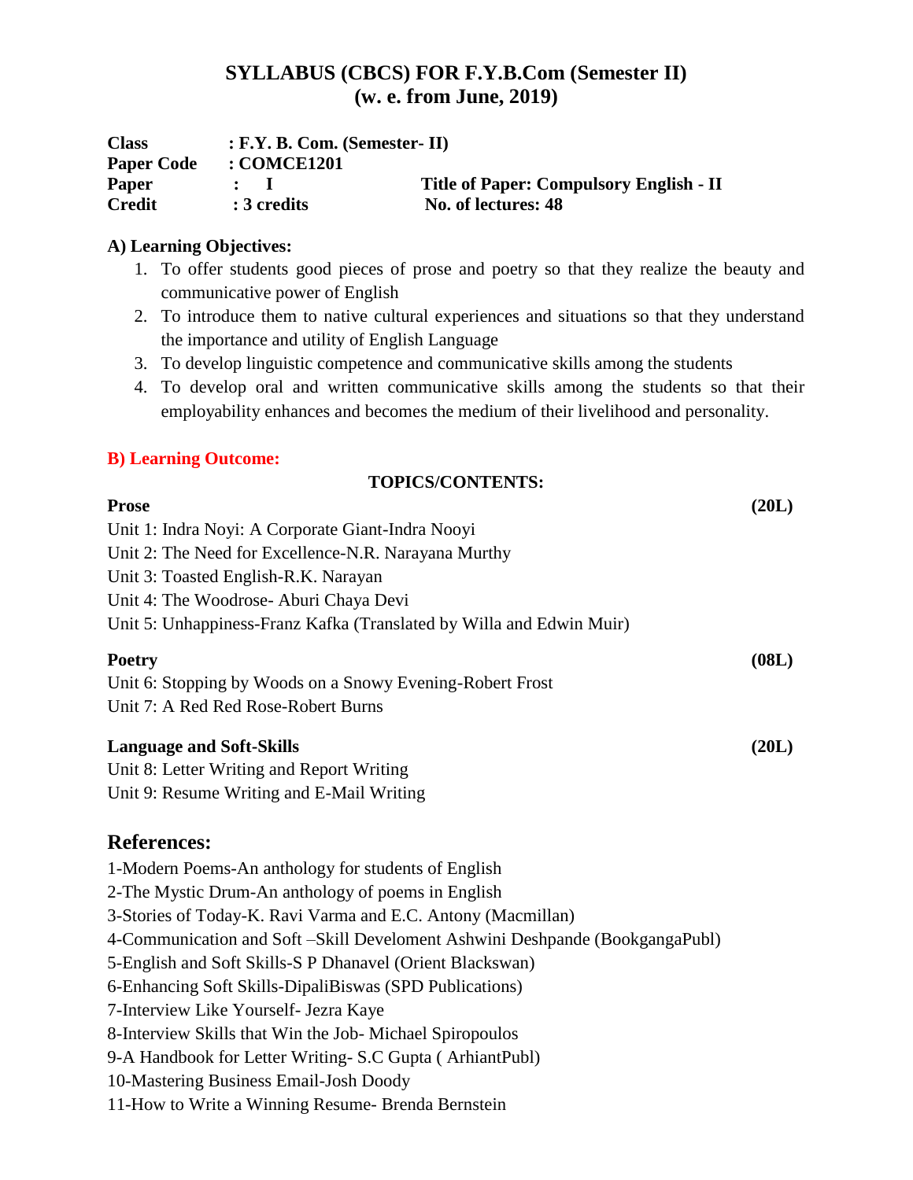# SYLLABUS (CBCS) FOR F.Y.B.Com (Semester II)
## (w. e. from June, 2019)

**Class** : **F.Y. B. Com. (Semester- II)**
**Paper Code** : **COMCE1201**
**Paper** : **I** &nbsp;&nbsp;&nbsp;&nbsp; **Title of Paper: Compulsory English - II**
**Credit** : **3 credits** &nbsp;&nbsp;&nbsp;&nbsp; **No. of lectures: 48**

**A) Learning Objectives:**

1. To offer students good pieces of prose and poetry so that they realize the beauty and communicative power of English
2. To introduce them to native cultural experiences and situations so that they understand the importance and utility of English Language
3. To develop linguistic competence and communicative skills among the students
4. To develop oral and written communicative skills among the students so that their employability enhances and becomes the medium of their livelihood and personality.

**B) Learning Outcome:**

**TOPICS/CONTENTS:**

**Prose** **(20L)**

Unit 1: Indra Noyi: A Corporate Giant-Indra Nooyi
Unit 2: The Need for Excellence-N.R. Narayana Murthy
Unit 3: Toasted English-R.K. Narayan
Unit 4: The Woodrose- Aburi Chaya Devi
Unit 5: Unhappiness-Franz Kafka (Translated by Willa and Edwin Muir)

**Poetry** **(08L)**

Unit 6: Stopping by Woods on a Snowy Evening-Robert Frost
Unit 7: A Red Red Rose-Robert Burns

**Language and Soft-Skills** **(20L)**

Unit 8: Letter Writing and Report Writing
Unit 9: Resume Writing and E-Mail Writing

## References:

1-Modern Poems-An anthology for students of English
2-The Mystic Drum-An anthology of poems in English
3-Stories of Today-K. Ravi Varma and E.C. Antony (Macmillan)
4-Communication and Soft –Skill Develoment Ashwini Deshpande (BookgangaPubl)
5-English and Soft Skills-S P Dhanavel (Orient Blackswan)
6-Enhancing Soft Skills-DipaliBiswas (SPD Publications)
7-Interview Like Yourself- Jezra Kaye
8-Interview Skills that Win the Job- Michael Spiropoulos
9-A Handbook for Letter Writing- S.C Gupta ( ArhiantPubl)
10-Mastering Business Email-Josh Doody
11-How to Write a Winning Resume- Brenda Bernstein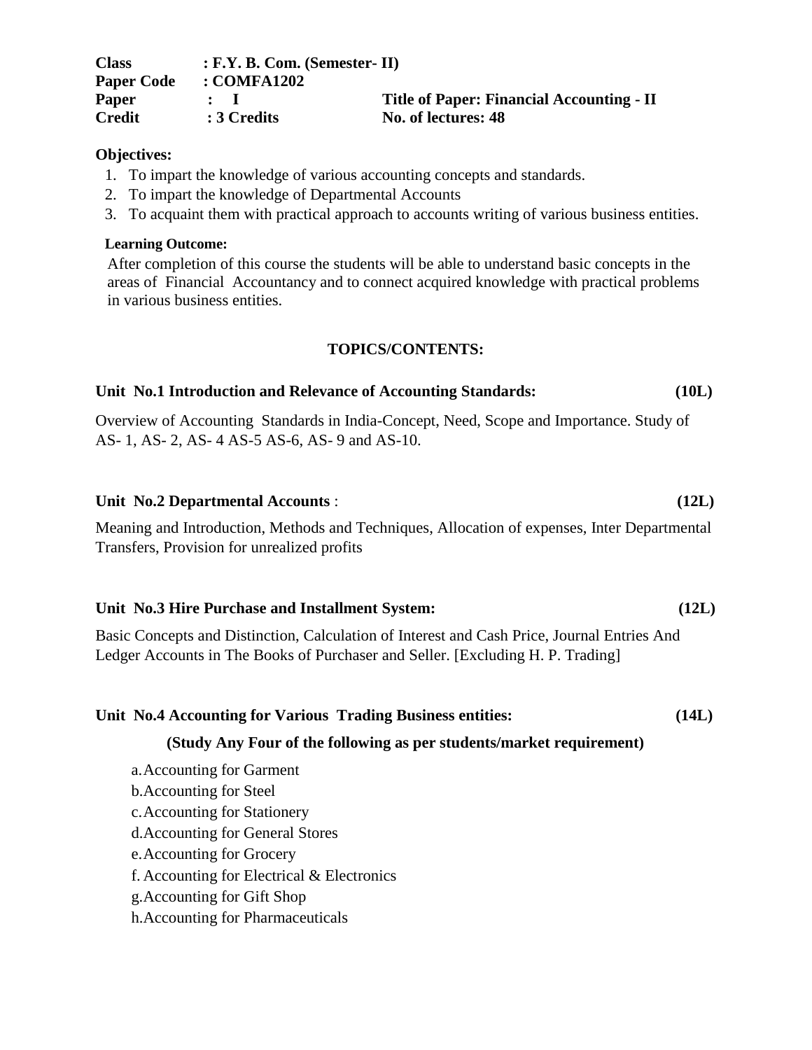**Class** : F.Y. B. Com. (Semester- II)
**Paper Code** : COMFA1202
**Paper** : I **Title of Paper: Financial Accounting - II**
**Credit** : 3 Credits **No. of lectures: 48**

**Objectives:**

1. To impart the knowledge of various accounting concepts and standards.
2. To impart the knowledge of Departmental Accounts
3. To acquaint them with practical approach to accounts writing of various business entities.

**Learning Outcome:**

After completion of this course the students will be able to understand basic concepts in the areas of Financial Accountancy and to connect acquired knowledge with practical problems in various business entities.

## TOPICS/CONTENTS:

### Unit No.1 Introduction and Relevance of Accounting Standards: (10L)

Overview of Accounting Standards in India-Concept, Need, Scope and Importance. Study of AS- 1, AS- 2, AS- 4 AS-5 AS-6, AS- 9 and AS-10.

### Unit No.2 Departmental Accounts : (12L)

Meaning and Introduction, Methods and Techniques, Allocation of expenses, Inter Departmental Transfers, Provision for unrealized profits

### Unit No.3 Hire Purchase and Installment System: (12L)

Basic Concepts and Distinction, Calculation of Interest and Cash Price, Journal Entries And Ledger Accounts in The Books of Purchaser and Seller. [Excluding H. P. Trading]

### Unit No.4 Accounting for Various Trading Business entities: (14L)

**(Study Any Four of the following as per students/market requirement)**

a. Accounting for Garment
b. Accounting for Steel
c. Accounting for Stationery
d. Accounting for General Stores
e. Accounting for Grocery
f. Accounting for Electrical & Electronics
g. Accounting for Gift Shop
h. Accounting for Pharmaceuticals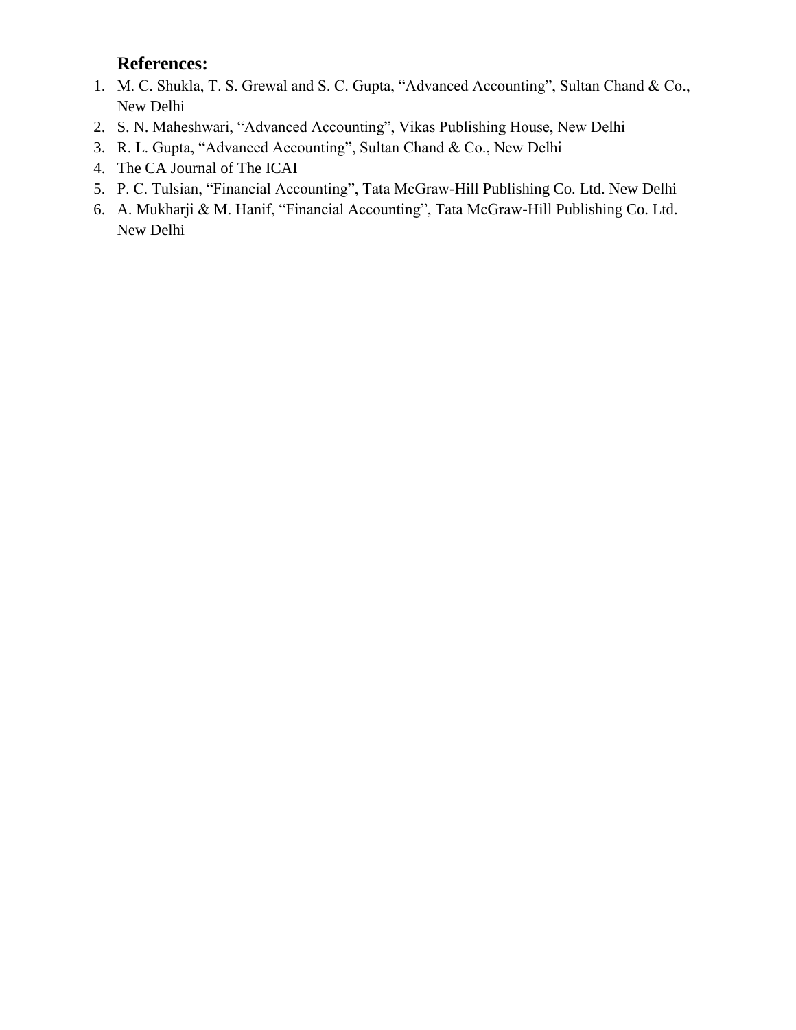### References:

1. M. C. Shukla, T. S. Grewal and S. C. Gupta, "Advanced Accounting", Sultan Chand & Co., New Delhi
2. S. N. Maheshwari, "Advanced Accounting", Vikas Publishing House, New Delhi
3. R. L. Gupta, "Advanced Accounting", Sultan Chand & Co., New Delhi
4. The CA Journal of The ICAI
5. P. C. Tulsian, "Financial Accounting", Tata McGraw-Hill Publishing Co. Ltd. New Delhi
6. A. Mukharji & M. Hanif, "Financial Accounting", Tata McGraw-Hill Publishing Co. Ltd. New Delhi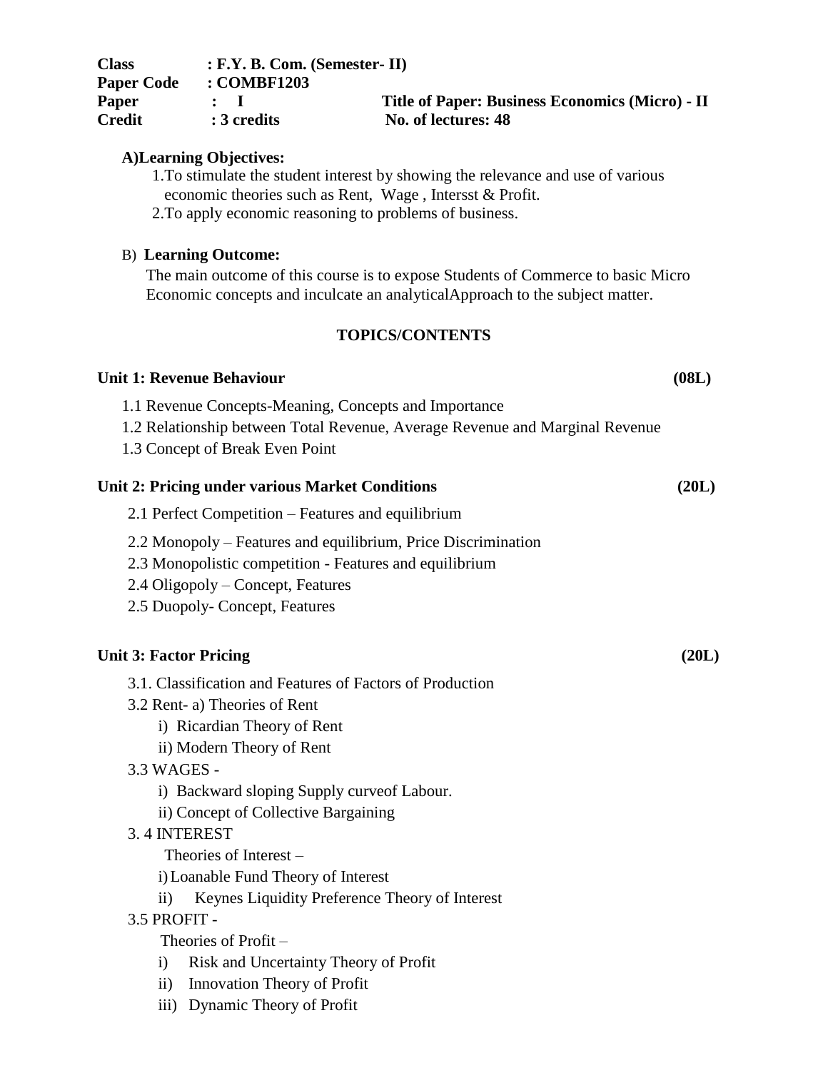| | | | |
|---|---|---|---|
| **Class** | **: F.Y. B. Com. (Semester- II)** | | |
| **Paper Code** | **: COMBF1203** | | |
| **Paper** | **: I** | **Title of Paper: Business Economics (Micro) - II** | |
| **Credit** | **: 3 credits** | **No. of lectures: 48** | |

**A)Learning Objectives:**

1. To stimulate the student interest by showing the relevance and use of various economic theories such as Rent, Wage , Intersst & Profit.
2. To apply economic reasoning to problems of business.

B) **Learning Outcome:**

The main outcome of this course is to expose Students of Commerce to basic Micro Economic concepts and inculcate an analyticalApproach to the subject matter.

**TOPICS/CONTENTS**

**Unit 1: Revenue Behaviour (08L)**

1.1 Revenue Concepts-Meaning, Concepts and Importance

1.2 Relationship between Total Revenue, Average Revenue and Marginal Revenue

1.3 Concept of Break Even Point

**Unit 2: Pricing under various Market Conditions (20L)**

2.1 Perfect Competition – Features and equilibrium

2.2 Monopoly – Features and equilibrium, Price Discrimination

2.3 Monopolistic competition - Features and equilibrium

2.4 Oligopoly – Concept, Features

2.5 Duopoly- Concept, Features

**Unit 3: Factor Pricing (20L)**

3.1. Classification and Features of Factors of Production

3.2 Rent- a) Theories of Rent

- i) Ricardian Theory of Rent
- ii) Modern Theory of Rent

3.3 WAGES -

- i) Backward sloping Supply curveof Labour.
- ii) Concept of Collective Bargaining

3. 4 INTEREST

Theories of Interest –

- i) Loanable Fund Theory of Interest
- ii) Keynes Liquidity Preference Theory of Interest

3.5 PROFIT -

Theories of Profit –

- i) Risk and Uncertainty Theory of Profit
- ii) Innovation Theory of Profit
- iii) Dynamic Theory of Profit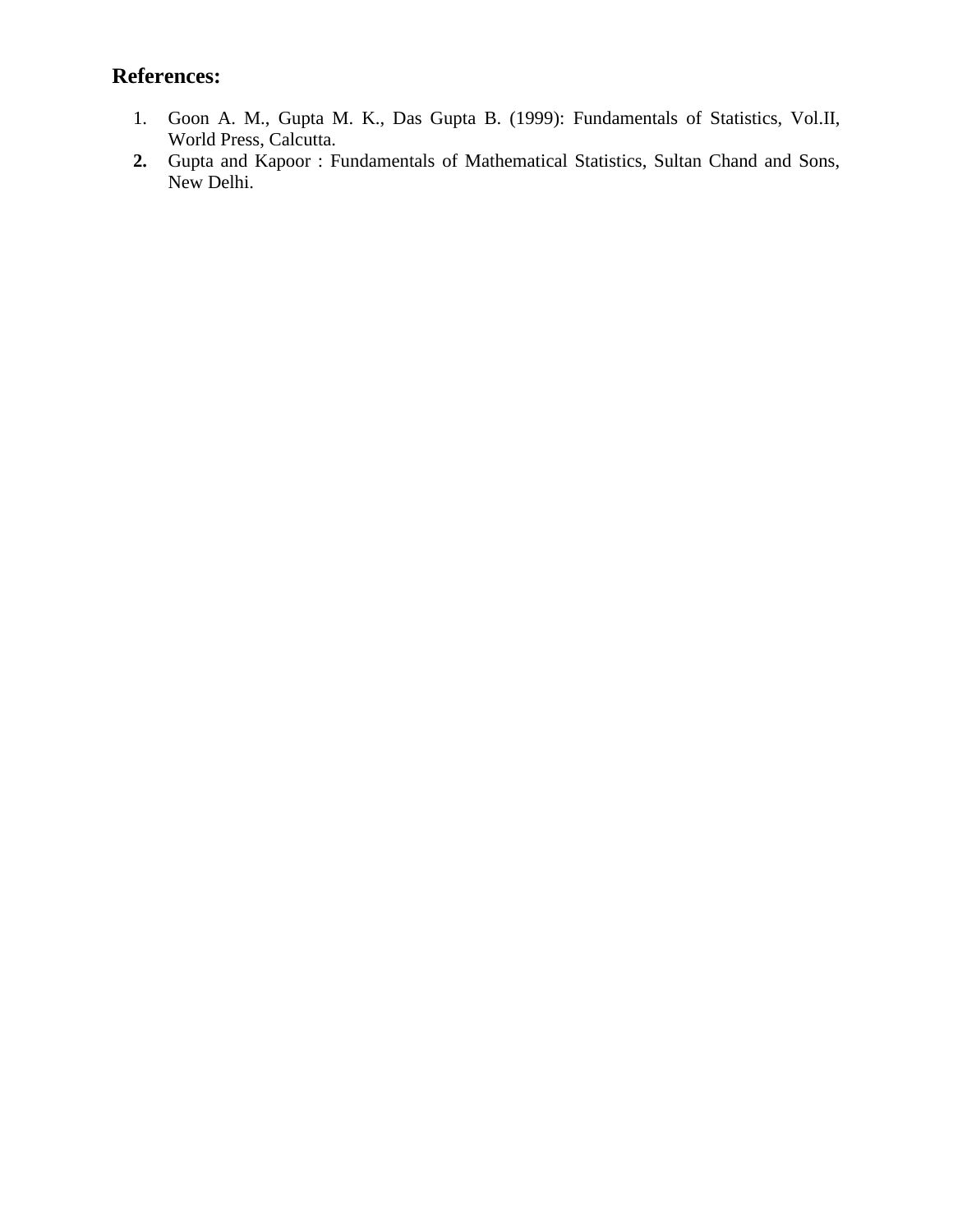## References:

1. Goon A. M., Gupta M. K., Das Gupta B. (1999): Fundamentals of Statistics, Vol.II, World Press, Calcutta.
2. Gupta and Kapoor : Fundamentals of Mathematical Statistics, Sultan Chand and Sons, New Delhi.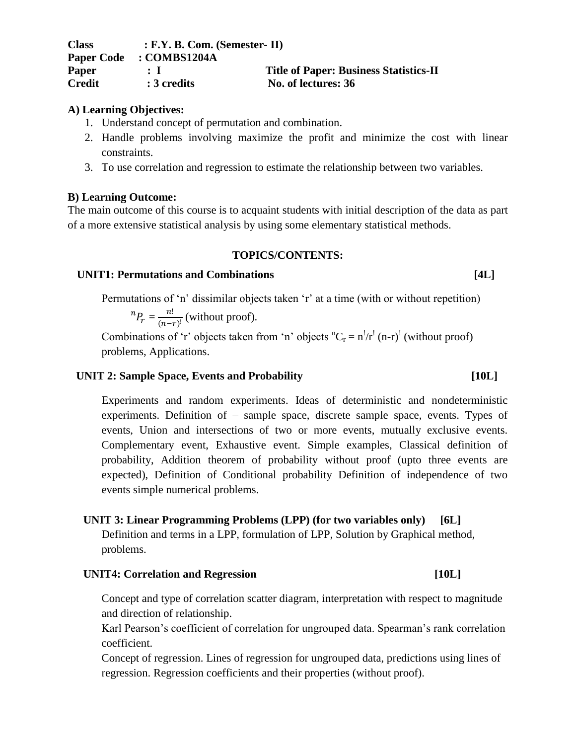**Class** : F.Y. B. Com. (Semester- II)
**Paper Code** : COMBS1204A
**Paper** : I **Title of Paper: Business Statistics-II**
**Credit** : 3 credits **No. of lectures: 36**

**A) Learning Objectives:**

1. Understand concept of permutation and combination.
2. Handle problems involving maximize the profit and minimize the cost with linear constraints.
3. To use correlation and regression to estimate the relationship between two variables.

**B) Learning Outcome:**

The main outcome of this course is to acquaint students with initial description of the data as part of a more extensive statistical analysis by using some elementary statistical methods.

**TOPICS/CONTENTS:**

**UNIT1: Permutations and Combinations [4L]**

Permutations of 'n' dissimilar objects taken 'r' at a time (with or without repetition)

$^nP_r = \frac{n!}{(n-r)!}$ (without proof).

Combinations of 'r' objects taken from 'n' objects $^nC_r = n!/r!\,(n-r)!$ (without proof) problems, Applications.

**UNIT 2: Sample Space, Events and Probability [10L]**

Experiments and random experiments. Ideas of deterministic and nondeterministic experiments. Definition of – sample space, discrete sample space, events. Types of events, Union and intersections of two or more events, mutually exclusive events. Complementary event, Exhaustive event. Simple examples, Classical definition of probability, Addition theorem of probability without proof (upto three events are expected), Definition of Conditional probability Definition of independence of two events simple numerical problems.

**UNIT 3: Linear Programming Problems (LPP) (for two variables only) [6L]**

Definition and terms in a LPP, formulation of LPP, Solution by Graphical method, problems.

**UNIT4: Correlation and Regression [10L]**

Concept and type of correlation scatter diagram, interpretation with respect to magnitude and direction of relationship.

Karl Pearson's coefficient of correlation for ungrouped data. Spearman's rank correlation coefficient.

Concept of regression. Lines of regression for ungrouped data, predictions using lines of regression. Regression coefficients and their properties (without proof).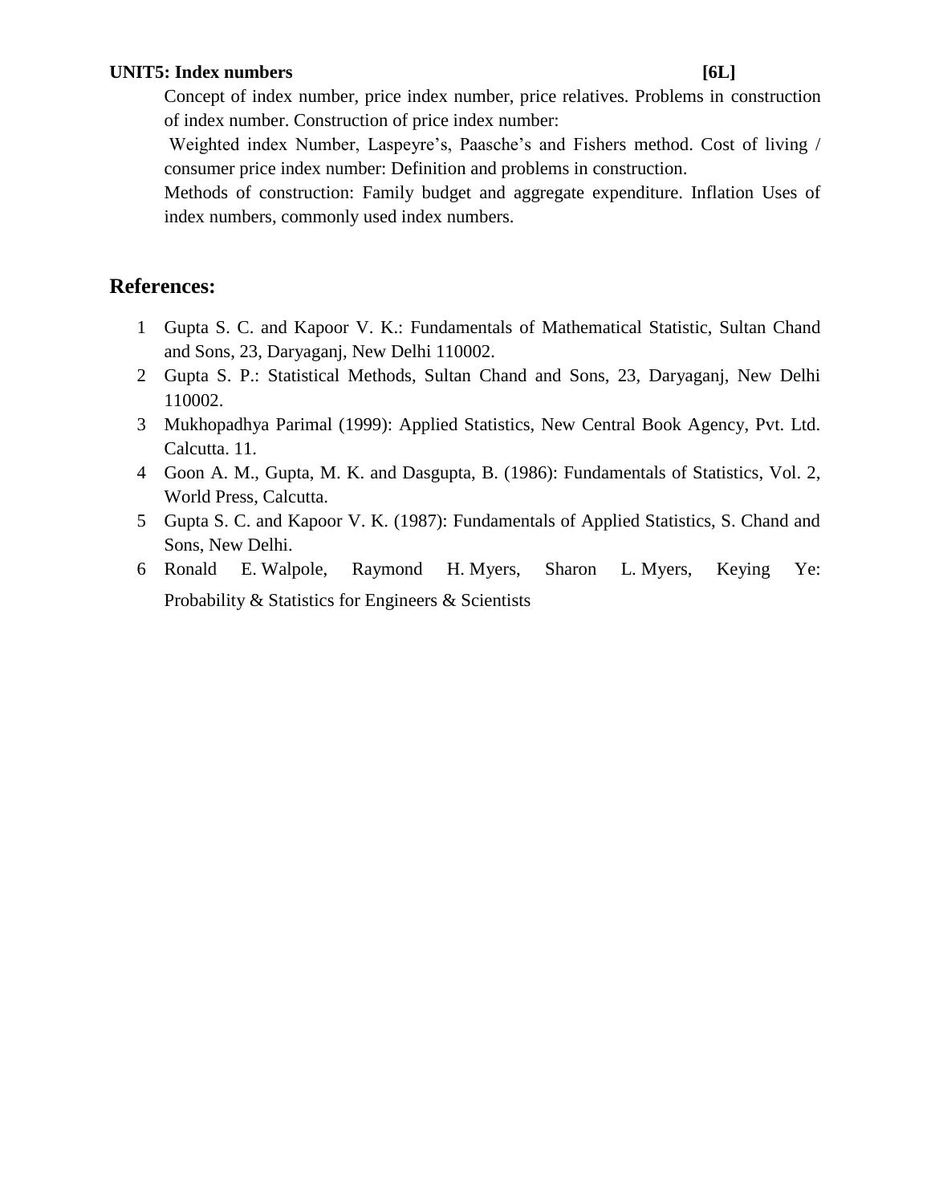**UNIT5: Index numbers [6L]**

Concept of index number, price index number, price relatives. Problems in construction of index number. Construction of price index number:

Weighted index Number, Laspeyre's, Paasche's and Fishers method. Cost of living / consumer price index number: Definition and problems in construction.

Methods of construction: Family budget and aggregate expenditure. Inflation Uses of index numbers, commonly used index numbers.

## References:

1. Gupta S. C. and Kapoor V. K.: Fundamentals of Mathematical Statistic, Sultan Chand and Sons, 23, Daryaganj, New Delhi 110002.
2. Gupta S. P.: Statistical Methods, Sultan Chand and Sons, 23, Daryaganj, New Delhi 110002.
3. Mukhopadhya Parimal (1999): Applied Statistics, New Central Book Agency, Pvt. Ltd. Calcutta. 11.
4. Goon A. M., Gupta, M. K. and Dasgupta, B. (1986): Fundamentals of Statistics, Vol. 2, World Press, Calcutta.
5. Gupta S. C. and Kapoor V. K. (1987): Fundamentals of Applied Statistics, S. Chand and Sons, New Delhi.
6. Ronald E. Walpole, Raymond H. Myers, Sharon L. Myers, Keying Ye: Probability & Statistics for Engineers & Scientists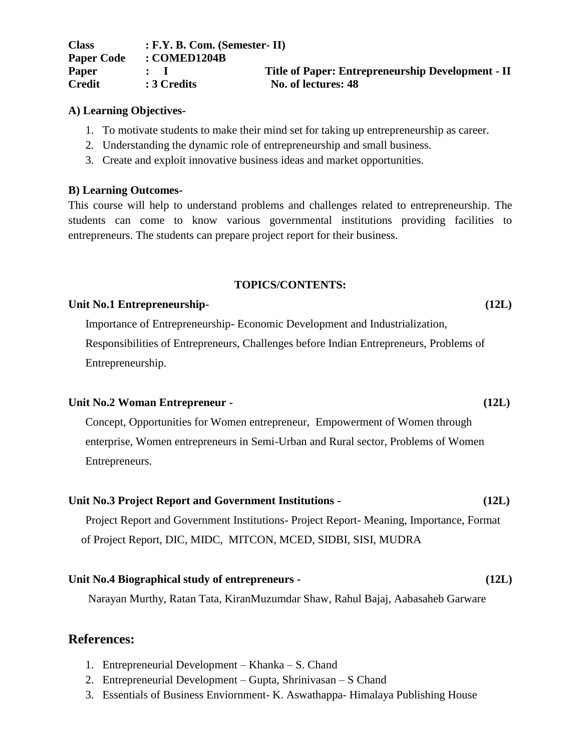**Class** : F.Y. B. Com. (Semester- II)
**Paper Code** : COMED1204B
**Paper** : I **Title of Paper: Entrepreneurship Development - II**
**Credit** : 3 Credits **No. of lectures: 48**

**A) Learning Objectives-**

1. To motivate students to make their mind set for taking up entrepreneurship as career.
2. Understanding the dynamic role of entrepreneurship and small business.
3. Create and exploit innovative business ideas and market opportunities.

**B) Learning Outcomes-**

This course will help to understand problems and challenges related to entrepreneurship. The students can come to know various governmental institutions providing facilities to entrepreneurs. The students can prepare project report for their business.

**TOPICS/CONTENTS:**

**Unit No.1 Entrepreneurship- (12L)**

Importance of Entrepreneurship- Economic Development and Industrialization, Responsibilities of Entrepreneurs, Challenges before Indian Entrepreneurs, Problems of Entrepreneurship.

**Unit No.2 Woman Entrepreneur - (12L)**

Concept, Opportunities for Women entrepreneur, Empowerment of Women through enterprise, Women entrepreneurs in Semi-Urban and Rural sector, Problems of Women Entrepreneurs.

**Unit No.3 Project Report and Government Institutions - (12L)**

Project Report and Government Institutions- Project Report- Meaning, Importance, Format of Project Report, DIC, MIDC, MITCON, MCED, SIDBI, SISI, MUDRA

**Unit No.4 Biographical study of entrepreneurs - (12L)**

Narayan Murthy, Ratan Tata, KiranMuzumdar Shaw, Rahul Bajaj, Aabasaheb Garware

## References:

1. Entrepreneurial Development – Khanka – S. Chand
2. Entrepreneurial Development – Gupta, Shrinivasan – S Chand
3. Essentials of Business Enviornment- K. Aswathappa- Himalaya Publishing House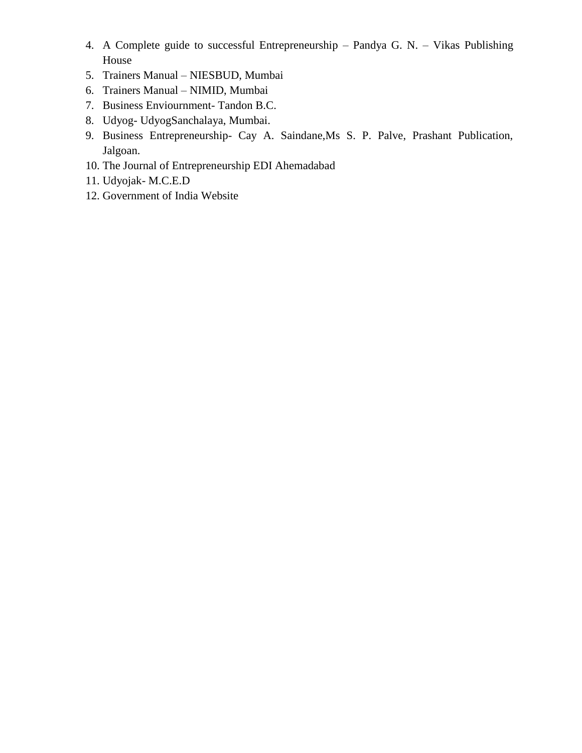4. A Complete guide to successful Entrepreneurship – Pandya G. N. – Vikas Publishing House
5. Trainers Manual – NIESBUD, Mumbai
6. Trainers Manual – NIMID, Mumbai
7. Business Enviournment- Tandon B.C.
8. Udyog- UdyogSanchalaya, Mumbai.
9. Business Entrepreneurship- Cay A. Saindane,Ms S. P. Palve, Prashant Publication, Jalgoan.
10. The Journal of Entrepreneurship EDI Ahemadabad
11. Udyojak- M.C.E.D
12. Government of India Website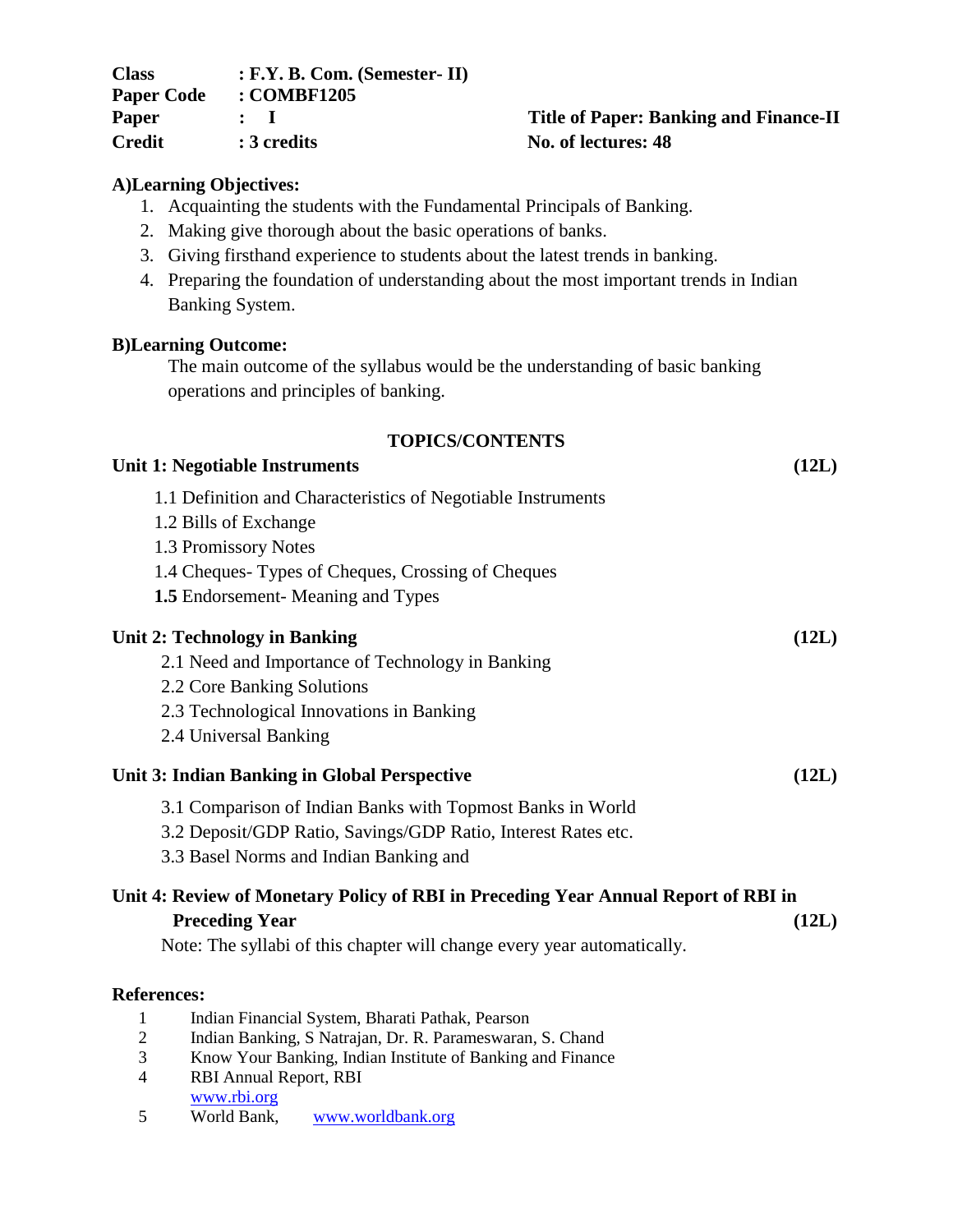**Class** : **F.Y. B. Com. (Semester- II)**
**Paper Code** : **COMBF1205**
**Paper** : **I** **Title of Paper: Banking and Finance-II**
**Credit** : **3 credits** **No. of lectures: 48**

**A)Learning Objectives:**

1. Acquainting the students with the Fundamental Principals of Banking.
2. Making give thorough about the basic operations of banks.
3. Giving firsthand experience to students about the latest trends in banking.
4. Preparing the foundation of understanding about the most important trends in Indian Banking System.

**B)Learning Outcome:**

The main outcome of the syllabus would be the understanding of basic banking operations and principles of banking.

**TOPICS/CONTENTS**

**Unit 1: Negotiable Instruments** **(12L)**

1.1 Definition and Characteristics of Negotiable Instruments
1.2 Bills of Exchange
1.3 Promissory Notes
1.4 Cheques- Types of Cheques, Crossing of Cheques
**1.5** Endorsement- Meaning and Types

**Unit 2: Technology in Banking** **(12L)**

2.1 Need and Importance of Technology in Banking
2.2 Core Banking Solutions
2.3 Technological Innovations in Banking
2.4 Universal Banking

**Unit 3: Indian Banking in Global Perspective** **(12L)**

3.1 Comparison of Indian Banks with Topmost Banks in World
3.2 Deposit/GDP Ratio, Savings/GDP Ratio, Interest Rates etc.
3.3 Basel Norms and Indian Banking and

**Unit 4: Review of Monetary Policy of RBI in Preceding Year Annual Report of RBI in Preceding Year** **(12L)**

Note: The syllabi of this chapter will change every year automatically.

**References:**

1. Indian Financial System, Bharati Pathak, Pearson
2. Indian Banking, S Natrajan, Dr. R. Parameswaran, S. Chand
3. Know Your Banking, Indian Institute of Banking and Finance
4. RBI Annual Report, RBI
   www.rbi.org
5. World Bank, www.worldbank.org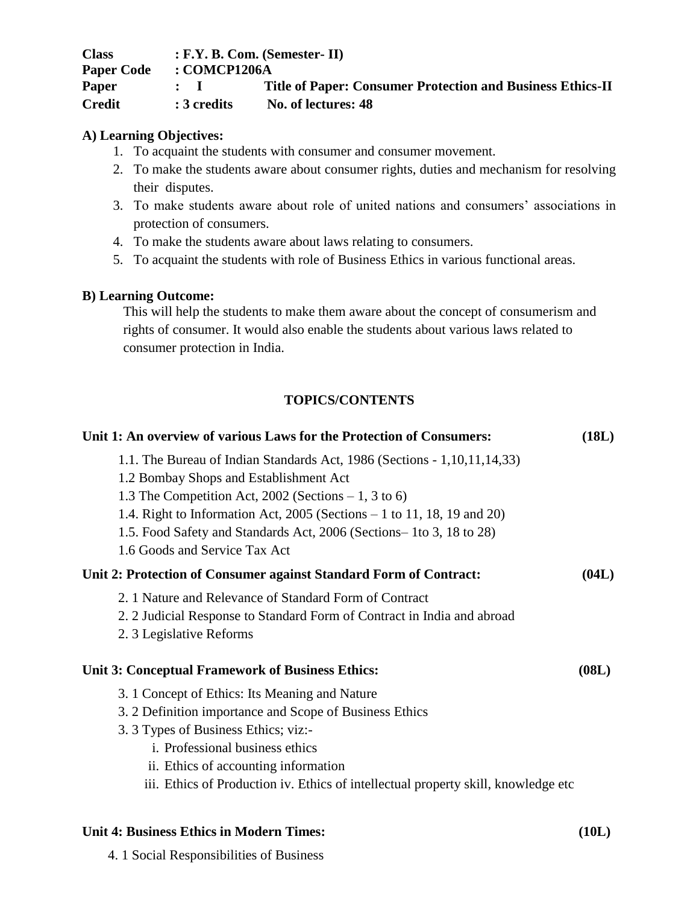**Class** : **F.Y. B. Com. (Semester- II)**
**Paper Code** : **COMCP1206A**
**Paper** : **I** **Title of Paper: Consumer Protection and Business Ethics-II**
**Credit** : **3 credits** **No. of lectures: 48**

**A) Learning Objectives:**

1. To acquaint the students with consumer and consumer movement.
2. To make the students aware about consumer rights, duties and mechanism for resolving their disputes.
3. To make students aware about role of united nations and consumers' associations in protection of consumers.
4. To make the students aware about laws relating to consumers.
5. To acquaint the students with role of Business Ethics in various functional areas.

**B) Learning Outcome:**

This will help the students to make them aware about the concept of consumerism and rights of consumer. It would also enable the students about various laws related to consumer protection in India.

**TOPICS/CONTENTS**

**Unit 1: An overview of various Laws for the Protection of Consumers: (18L)**

1.1. The Bureau of Indian Standards Act, 1986 (Sections - 1,10,11,14,33)
1.2 Bombay Shops and Establishment Act
1.3 The Competition Act, 2002 (Sections – 1, 3 to 6)
1.4. Right to Information Act, 2005 (Sections – 1 to 11, 18, 19 and 20)
1.5. Food Safety and Standards Act, 2006 (Sections– 1to 3, 18 to 28)
1.6 Goods and Service Tax Act

**Unit 2: Protection of Consumer against Standard Form of Contract: (04L)**

2. 1 Nature and Relevance of Standard Form of Contract
2. 2 Judicial Response to Standard Form of Contract in India and abroad
2. 3 Legislative Reforms

**Unit 3: Conceptual Framework of Business Ethics: (08L)**

3. 1 Concept of Ethics: Its Meaning and Nature
3. 2 Definition importance and Scope of Business Ethics
3. 3 Types of Business Ethics; viz:-

i. Professional business ethics
ii. Ethics of accounting information
iii. Ethics of Production iv. Ethics of intellectual property skill, knowledge etc

**Unit 4: Business Ethics in Modern Times: (10L)**

4. 1 Social Responsibilities of Business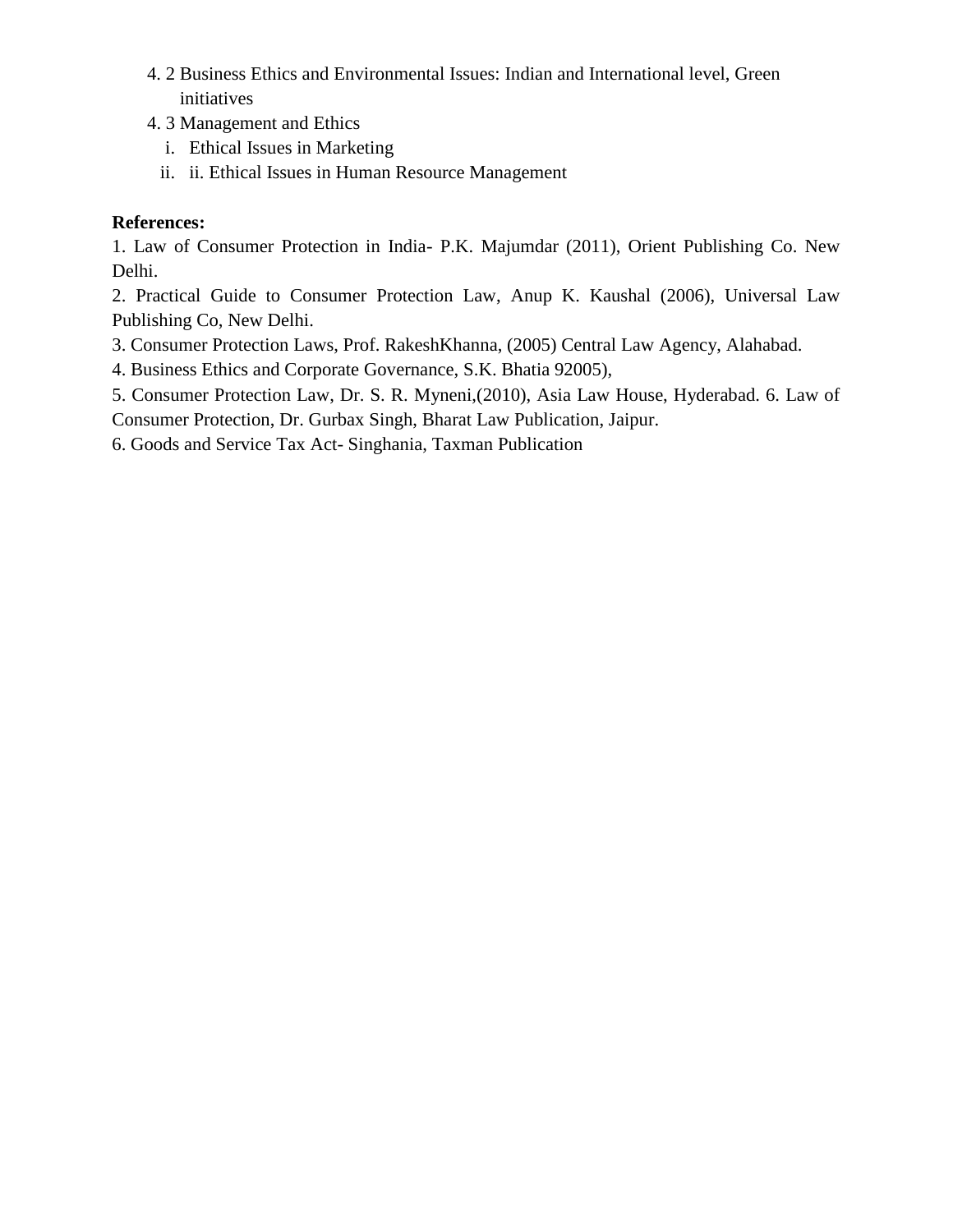4. 2 Business Ethics and Environmental Issues: Indian and International level, Green initiatives

4. 3 Management and Ethics

   i. Ethical Issues in Marketing

   ii. ii. Ethical Issues in Human Resource Management

**References:**

1. Law of Consumer Protection in India- P.K. Majumdar (2011), Orient Publishing Co. New Delhi.

2. Practical Guide to Consumer Protection Law, Anup K. Kaushal (2006), Universal Law Publishing Co, New Delhi.

3. Consumer Protection Laws, Prof. RakeshKhanna, (2005) Central Law Agency, Alahabad.

4. Business Ethics and Corporate Governance, S.K. Bhatia 92005),

5. Consumer Protection Law, Dr. S. R. Myneni,(2010), Asia Law House, Hyderabad. 6. Law of Consumer Protection, Dr. Gurbax Singh, Bharat Law Publication, Jaipur.

6. Goods and Service Tax Act- Singhania, Taxman Publication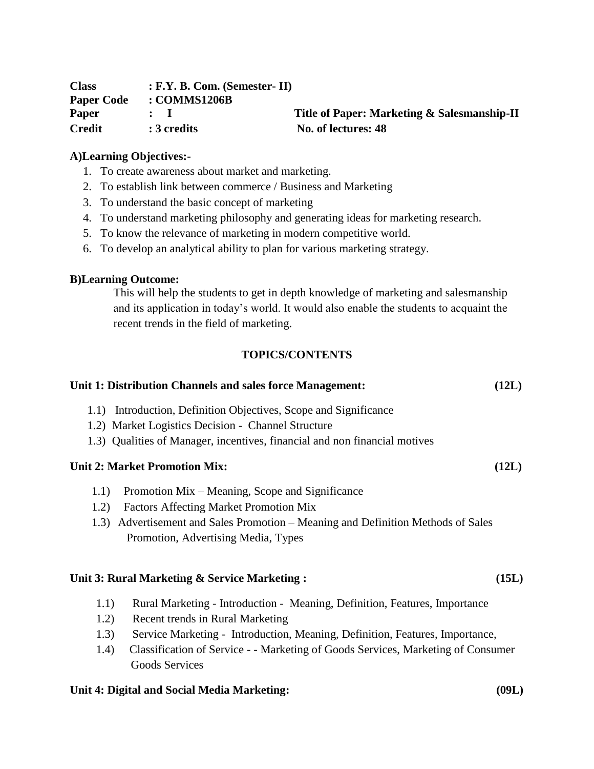| | | |
|---|---|---|
| **Class** | **: F.Y. B. Com. (Semester- II)** | |
| **Paper Code** | **: COMMS1206B** | |
| **Paper** | **: I** | **Title of Paper: Marketing & Salesmanship-II** |
| **Credit** | **: 3 credits** | **No. of lectures: 48** |

**A)Learning Objectives:-**

1. To create awareness about market and marketing.
2. To establish link between commerce / Business and Marketing
3. To understand the basic concept of marketing
4. To understand marketing philosophy and generating ideas for marketing research.
5. To know the relevance of marketing in modern competitive world.
6. To develop an analytical ability to plan for various marketing strategy.

**B)Learning Outcome:**

This will help the students to get in depth knowledge of marketing and salesmanship and its application in today's world. It would also enable the students to acquaint the recent trends in the field of marketing.

**TOPICS/CONTENTS**

**Unit 1: Distribution Channels and sales force Management: (12L)**

1.1) Introduction, Definition Objectives, Scope and Significance
1.2) Market Logistics Decision - Channel Structure
1.3) Qualities of Manager, incentives, financial and non financial motives

**Unit 2: Market Promotion Mix: (12L)**

1.1) Promotion Mix – Meaning, Scope and Significance
1.2) Factors Affecting Market Promotion Mix
1.3) Advertisement and Sales Promotion – Meaning and Definition Methods of Sales Promotion, Advertising Media, Types

**Unit 3: Rural Marketing & Service Marketing : (15L)**

1.1) Rural Marketing - Introduction - Meaning, Definition, Features, Importance
1.2) Recent trends in Rural Marketing
1.3) Service Marketing - Introduction, Meaning, Definition, Features, Importance,
1.4) Classification of Service - - Marketing of Goods Services, Marketing of Consumer Goods Services

**Unit 4: Digital and Social Media Marketing: (09L)**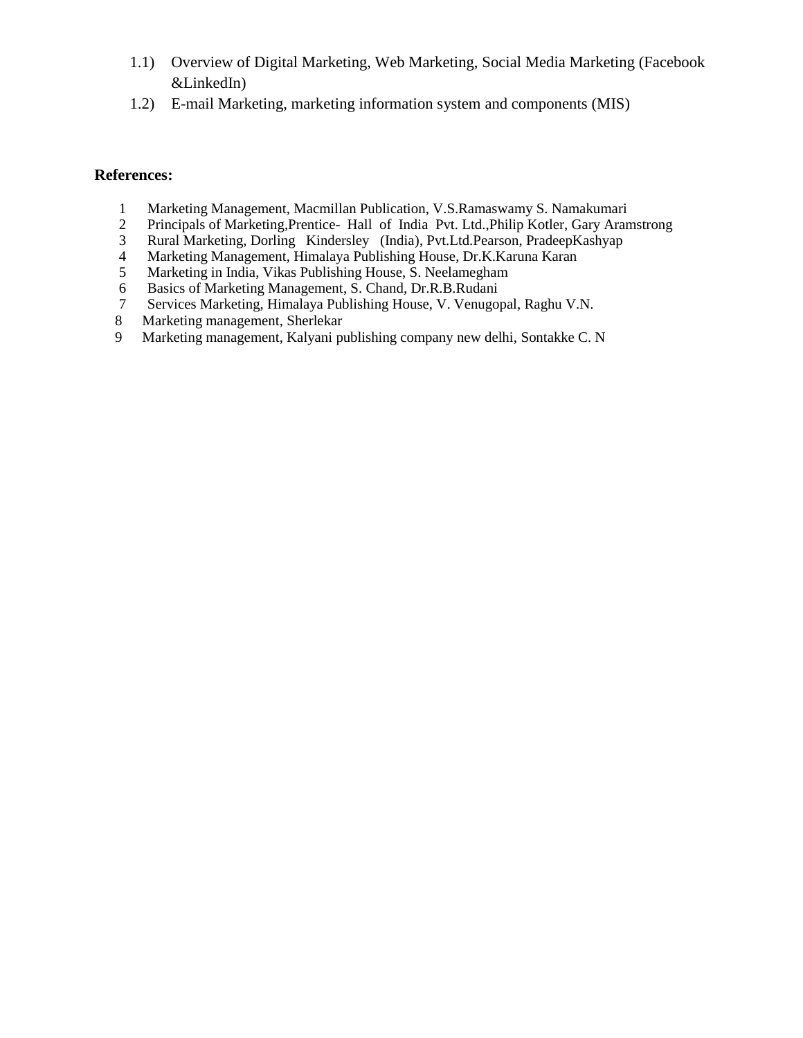1.1) Overview of Digital Marketing, Web Marketing, Social Media Marketing (Facebook &LinkedIn)

1.2) E-mail Marketing, marketing information system and components (MIS)

**References:**

1. Marketing Management, Macmillan Publication, V.S.Ramaswamy S. Namakumari
2. Principals of Marketing,Prentice- Hall of India Pvt. Ltd.,Philip Kotler, Gary Aramstrong
3. Rural Marketing, Dorling Kindersley (India), Pvt.Ltd.Pearson, PradeepKashyap
4. Marketing Management, Himalaya Publishing House, Dr.K.Karuna Karan
5. Marketing in India, Vikas Publishing House, S. Neelamegham
6. Basics of Marketing Management, S. Chand, Dr.R.B.Rudani
7. Services Marketing, Himalaya Publishing House, V. Venugopal, Raghu V.N.
8. Marketing management, Sherlekar
9. Marketing management, Kalyani publishing company new delhi, Sontakke C. N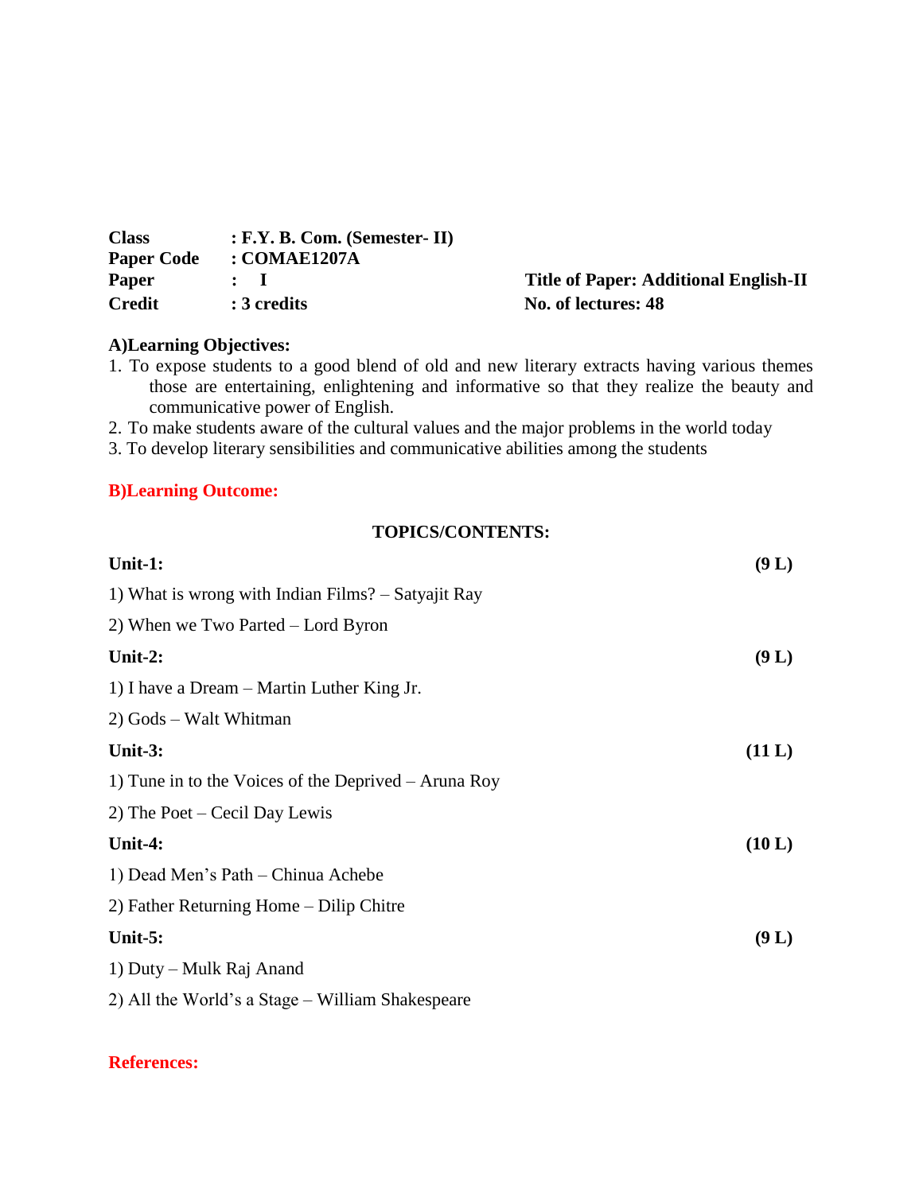**Class** : **F.Y. B. Com. (Semester- II)**
**Paper Code** : **COMAE1207A**
**Paper** : **I** **Title of Paper: Additional English-II**
**Credit** : **3 credits** **No. of lectures: 48**

**A)Learning Objectives:**

1. To expose students to a good blend of old and new literary extracts having various themes those are entertaining, enlightening and informative so that they realize the beauty and communicative power of English.
2. To make students aware of the cultural values and the major problems in the world today
3. To develop literary sensibilities and communicative abilities among the students

**B)Learning Outcome:**

**TOPICS/CONTENTS:**

**Unit-1:** **(9 L)**

1) What is wrong with Indian Films? – Satyajit Ray

2) When we Two Parted – Lord Byron

**Unit-2:** **(9 L)**

1) I have a Dream – Martin Luther King Jr.

2) Gods – Walt Whitman

**Unit-3:** **(11 L)**

1) Tune in to the Voices of the Deprived – Aruna Roy

2) The Poet – Cecil Day Lewis

**Unit-4:** **(10 L)**

1) Dead Men's Path – Chinua Achebe

2) Father Returning Home – Dilip Chitre

**Unit-5:** **(9 L)**

1) Duty – Mulk Raj Anand

2) All the World's a Stage – William Shakespeare

**References:**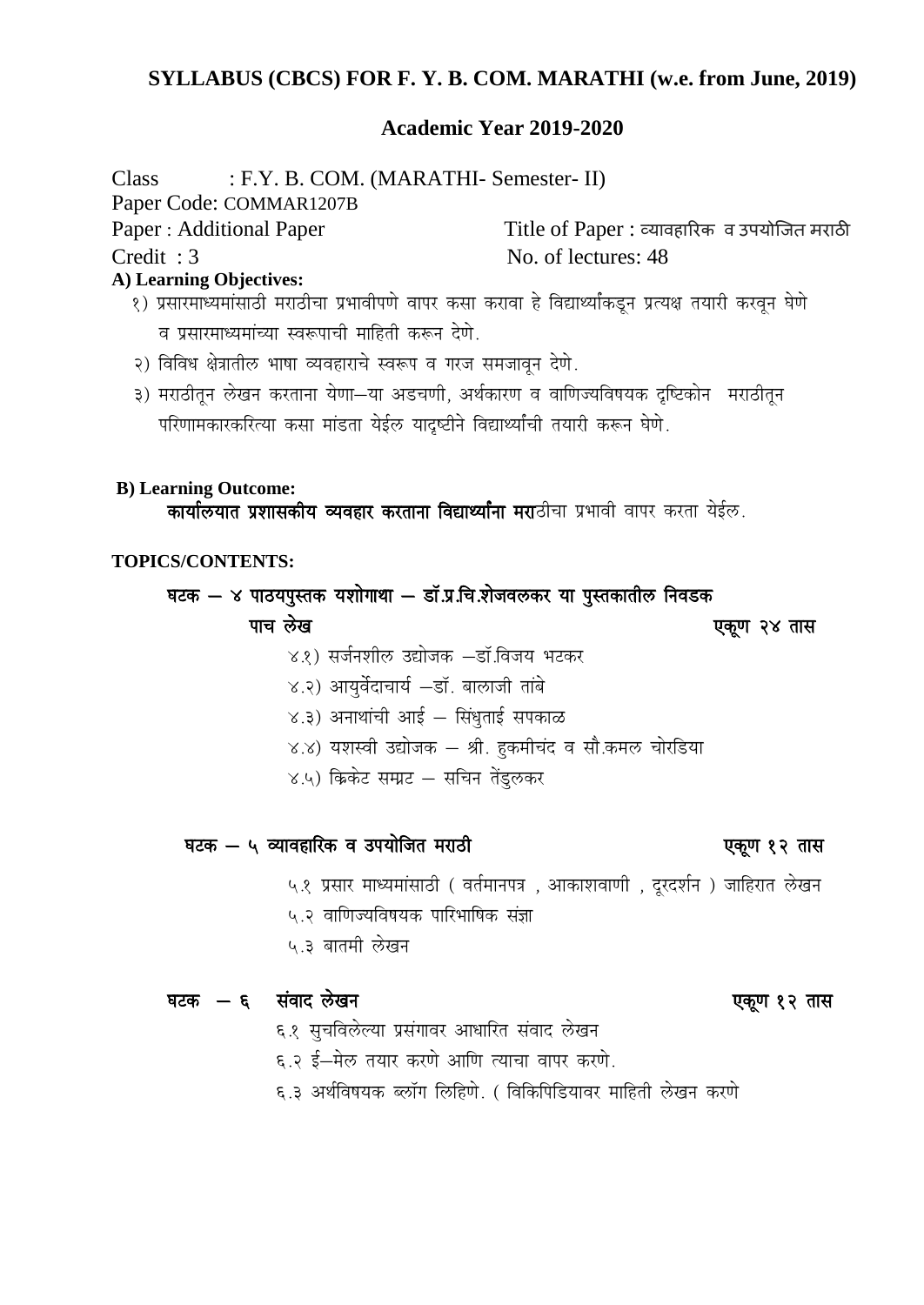## SYLLABUS (CBCS) FOR F. Y. B. COM. MARATHI (w.e. from June, 2019)

### Academic Year 2019-2020

Class : F.Y. B. COM. (MARATHI- Semester- II)

Paper Code: COMMAR1207B

Paper : Additional Paper — Title of Paper : व्यावहारिक व उपयोजित मराठी

Credit : 3 — No. of lectures: 48

**A) Learning Objectives:**

१) प्रसारमाध्यमांसाठी मराठीचा प्रभावीपणे वापर कसा करावा हे विद्यार्थ्यांकडून प्रत्यक्ष तयारी करवून घेणे व प्रसारमाध्यमांच्या स्वरूपाची माहिती करून देणे.

२) विविध क्षेत्रातील भाषा व्यवहाराचे स्वरूप व गरज समजावून देणे.

३) मराठीतून लेखन करताना येणाऱ्या अडचणी, अर्थकारण व वाणिज्यविषयक दृष्टिकोन मराठीतून परिणामकारकरित्या कसा मांडता येईल यादृष्टीने विद्यार्थ्यांची तयारी करून घेणे.

**B) Learning Outcome:**

**कार्यालयात प्रशासकीय व्यवहार करताना विद्यार्थ्यांना मरा**ठीचा प्रभावी वापर करता येईल.

**TOPICS/CONTENTS:**

**घटक – ४ पाठयपुस्तक यशोगाथा – डॉ.प्र.चि.शेजवलकर या पुस्तकातील निवडक पाच लेख** — **एकूण २४ तास**

४.१) सर्जनशील उद्योजक –डॉ.विजय भटकर

४.२) आयुर्वेदाचार्य –डॉ. बालाजी तांबे

४.३) अनाथांची आई – सिंधुताई सपकाळ

४.४) यशस्वी उद्योजक – श्री. हुकमीचंद व सौ.कमल चोरडिया

४.५) क्रिकेट सम्राट – सचिन तेंडुलकर

**घटक – ५ व्यावहारिक व उपयोजित मराठी** — **एकूण १२ तास**

५.१ प्रसार माध्यमांसाठी ( वर्तमानपत्र , आकाशवाणी , दूरदर्शन ) जाहिरात लेखन

५.२ वाणिज्यविषयक पारिभाषिक संज्ञा

५.३ बातमी लेखन

**घटक – ६ संवाद लेखन** — **एकूण १२ तास**

६.१ सुचविलेल्या प्रसंगावर आधारित संवाद लेखन

६.२ ई–मेल तयार करणे आणि त्याचा वापर करणे.

६.३ अर्थविषयक ब्लॉग लिहिणे. ( विकिपिडियावर माहिती लेखन करणे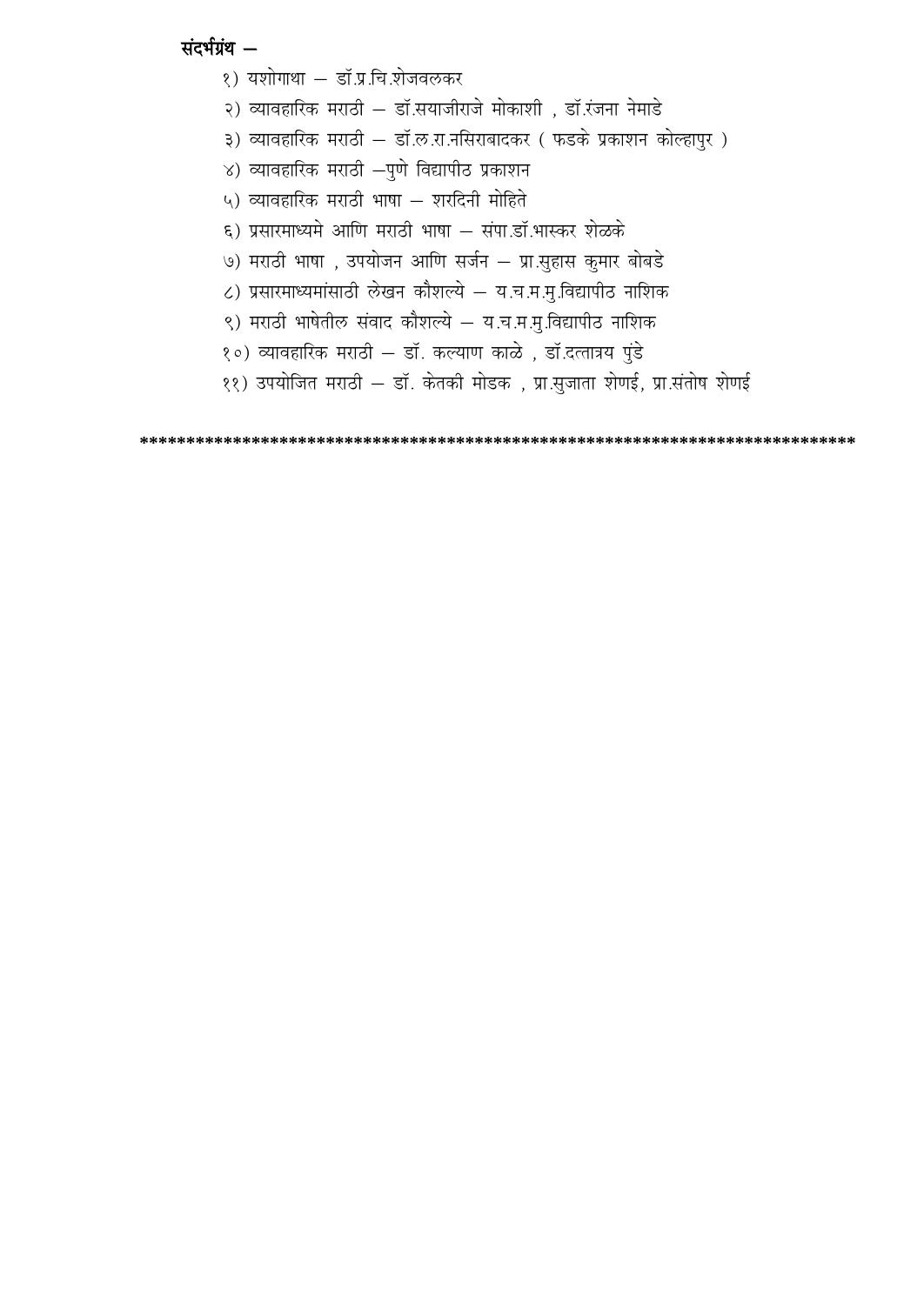**संदर्भग्रंथ –**

१) यशोगाथा – डॉ.प्र.चि.शेजवलकर

२) व्यावहारिक मराठी – डॉ.सयाजीराजे मोकाशी , डॉ.रंजना नेमाडे

३) व्यावहारिक मराठी – डॉ.ल.रा.नसिराबादकर ( फडके प्रकाशन कोल्हापुर )

४) व्यावहारिक मराठी –पुणे विद्यापीठ प्रकाशन

५) व्यावहारिक मराठी भाषा – शरदिनी मोहिते

६) प्रसारमाध्यमे आणि मराठी भाषा – संपा.डॉ.भास्कर शेळके

७) मराठी भाषा , उपयोजन आणि सर्जन – प्रा.सुहास कुमार बोबडे

८) प्रसारमाध्यमांसाठी लेखन कौशल्ये – य.च.म.मु.विद्यापीठ नाशिक

९) मराठी भाषेतील संवाद कौशल्ये – य.च.म.मु.विद्यापीठ नाशिक

१०) व्यावहारिक मराठी – डॉ. कल्याण काळे , डॉ.दत्तात्रय पुंडे

११) उपयोजित मराठी – डॉ. केतकी मोडक , प्रा.सुजाता शेणई, प्रा.संतोष शेणई

*******************************************************************************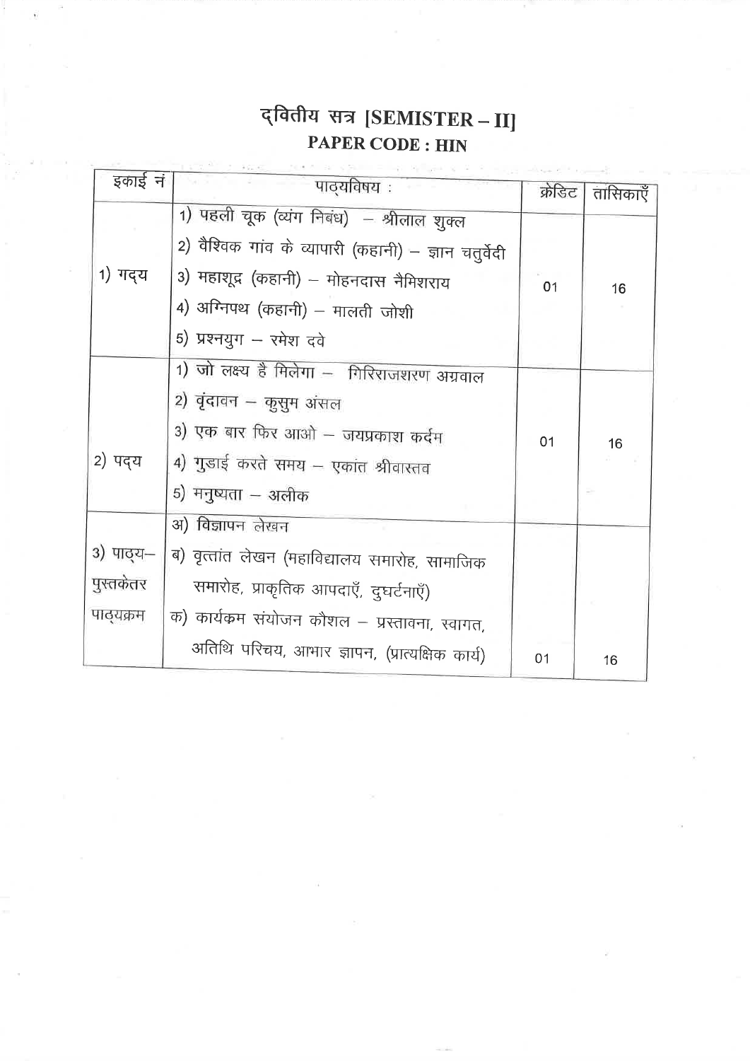# द्वितीय सत्र [SEMISTER – II]
## PAPER CODE : HIN

| इकाई नं | पाठ्यविषय : | क्रेडिट | तासिकाएँ |
|---|---|---|---|
| 1) गद्य | 1) पहली चूक (व्यंग निबंध) – श्रीलाल शुक्ल<br>2) वैश्विक गांव के व्यापारी (कहानी) – ज्ञान चतुर्वेदी<br>3) महाशूद्र (कहानी) – मोहनदास नैमिशराय<br>4) अग्निपथ (कहानी) – मालती जोशी<br>5) प्रश्नयुग – रमेश दवे | 01 | 16 |
| 2) पद्य | 1) जो लक्ष्य है मिलेगा – गिरिराजशरण अग्रवाल<br>2) वृंदावन – कुसुम अंसल<br>3) एक बार फिर आओ – जयप्रकाश कर्दम<br>4) गुडाई करते समय – एकांत श्रीवास्तव<br>5) मनुष्यता – अलीक | 01 | 16 |
| 3) पाठ्य–पुस्तकेतर पाठ्यक्रम | अ) विज्ञापन लेखन<br>ब) वृत्तांत लेखन (महाविद्यालय समारोह, सामाजिक समारोह, प्राकृतिक आपदाएँ, दुघर्टनाएँ)<br>क) कार्यक्रम संयोजन कौशल – प्रस्तावना, स्वागत, अतिथि परिचय, आभार ज्ञापन, (प्रात्यक्षिक कार्य) | 01 | 16 |